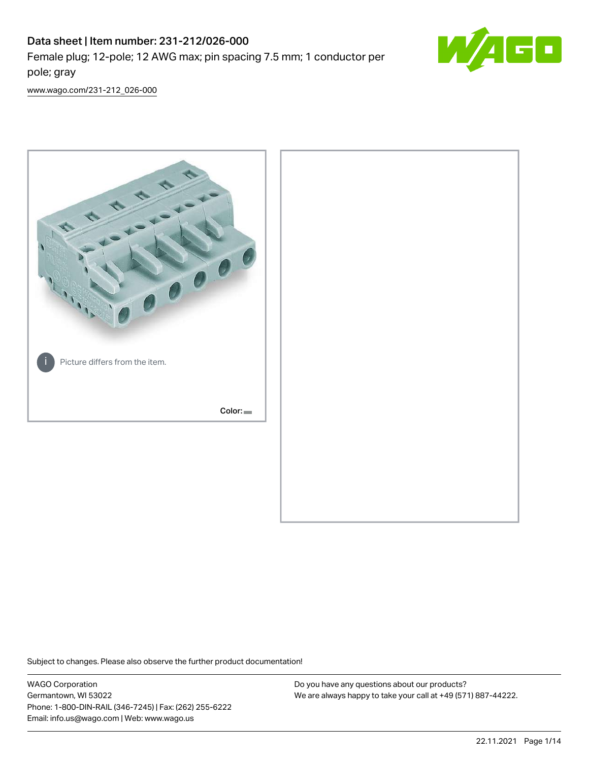# Data sheet | Item number: 231-212/026-000

Female plug; 12-pole; 12 AWG max; pin spacing 7.5 mm; 1 conductor per pole; gray

www.wago.com/231-212_026-000

Picture differs from the item.

Color:

Subject to changes. Please also observe the further product documentation!

WAGO Corporation
Germantown, WI 53022
Phone: 1-800-DIN-RAIL (346-7245) | Fax: (262) 255-6222
Email: info.us@wago.com | Web: www.wago.us

Do you have any questions about our products?
We are always happy to take your call at +49 (571) 887-44222.

22.11.2021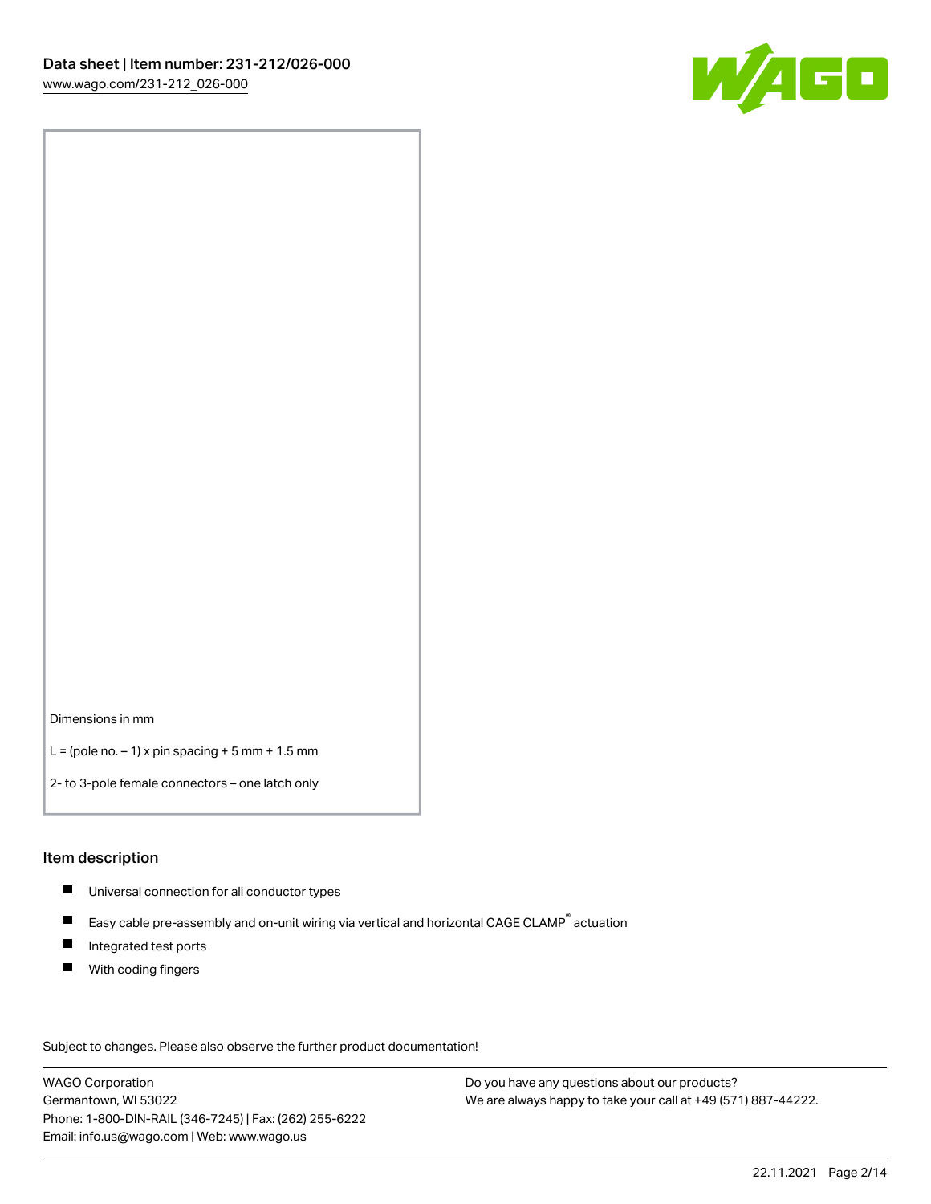Dimensions in mm

L = (pole no. – 1) x pin spacing + 5 mm + 1.5 mm

2- to 3-pole female connectors – one latch only

## Item description

- Universal connection for all conductor types
- Easy cable pre-assembly and on-unit wiring via vertical and horizontal CAGE CLAMP® actuation
- Integrated test ports
- With coding fingers

Subject to changes. Please also observe the further product documentation!

WAGO Corporation
Germantown, WI 53022
Phone: 1-800-DIN-RAIL (346-7245) | Fax: (262) 255-6222
Email: info.us@wago.com | Web: www.wago.us

Do you have any questions about our products?
We are always happy to take your call at +49 (571) 887-44222.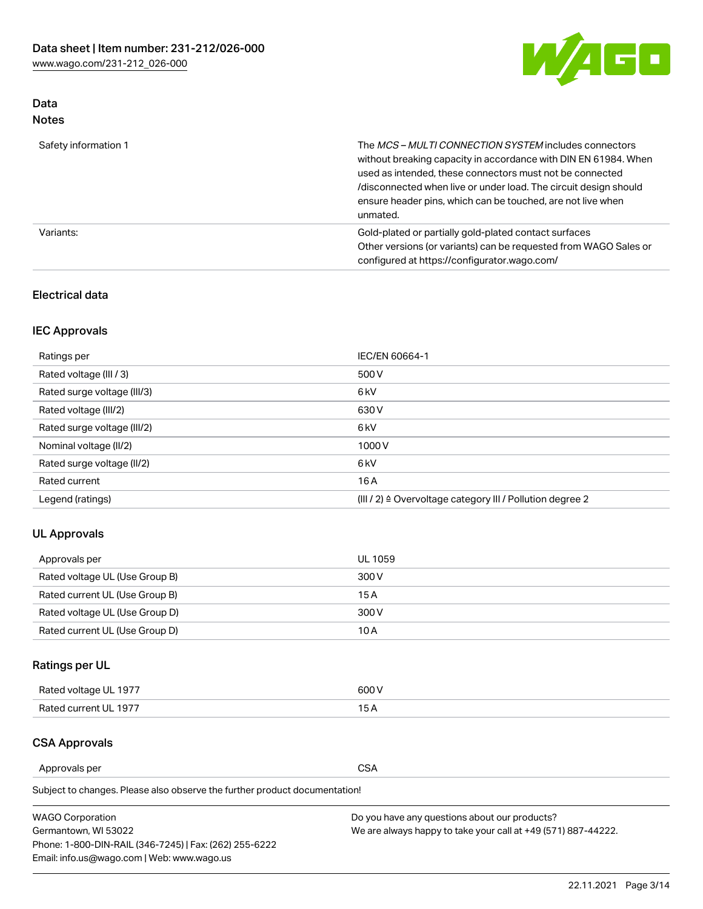## Data
### Notes

| | |
|---|---|
| Safety information 1 | The *MCS – MULTI CONNECTION SYSTEM* includes connectors without breaking capacity in accordance with DIN EN 61984. When used as intended, these connectors must not be connected /disconnected when live or under load. The circuit design should ensure header pins, which can be touched, are not live when unmated. |
| Variants: | Gold-plated or partially gold-plated contact surfaces<br>Other versions (or variants) can be requested from WAGO Sales or configured at https://configurator.wago.com/ |

### Electrical data

### IEC Approvals

| | |
|---|---|
| Ratings per | IEC/EN 60664-1 |
| Rated voltage (III / 3) | 500 V |
| Rated surge voltage (III/3) | 6 kV |
| Rated voltage (III/2) | 630 V |
| Rated surge voltage (III/2) | 6 kV |
| Nominal voltage (II/2) | 1000 V |
| Rated surge voltage (II/2) | 6 kV |
| Rated current | 16 A |
| Legend (ratings) | (III / 2) ≙ Overvoltage category III / Pollution degree 2 |

### UL Approvals

| | |
|---|---|
| Approvals per | UL 1059 |
| Rated voltage UL (Use Group B) | 300 V |
| Rated current UL (Use Group B) | 15 A |
| Rated voltage UL (Use Group D) | 300 V |
| Rated current UL (Use Group D) | 10 A |

### Ratings per UL

| | |
|---|---|
| Rated voltage UL 1977 | 600 V |
| Rated current UL 1977 | 15 A |

### CSA Approvals

| | |
|---|---|
| Approvals per | CSA |

Subject to changes. Please also observe the further product documentation!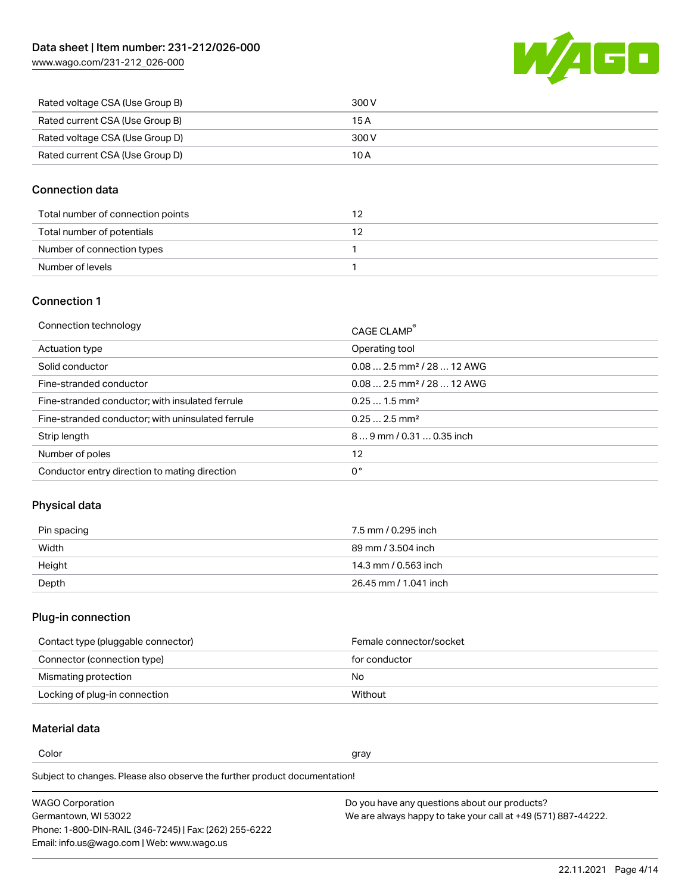| | |
|---|---|
| Rated voltage CSA (Use Group B) | 300 V |
| Rated current CSA (Use Group B) | 15 A |
| Rated voltage CSA (Use Group D) | 300 V |
| Rated current CSA (Use Group D) | 10 A |

## Connection data

| | |
|---|---|
| Total number of connection points | 12 |
| Total number of potentials | 12 |
| Number of connection types | 1 |
| Number of levels | 1 |

## Connection 1

| | |
|---|---|
| Connection technology | CAGE CLAMP® |
| Actuation type | Operating tool |
| Solid conductor | 0.08 … 2.5 mm² / 28 … 12 AWG |
| Fine-stranded conductor | 0.08 … 2.5 mm² / 28 … 12 AWG |
| Fine-stranded conductor; with insulated ferrule | 0.25 … 1.5 mm² |
| Fine-stranded conductor; with uninsulated ferrule | 0.25 … 2.5 mm² |
| Strip length | 8 … 9 mm / 0.31 … 0.35 inch |
| Number of poles | 12 |
| Conductor entry direction to mating direction | 0 ° |

## Physical data

| | |
|---|---|
| Pin spacing | 7.5 mm / 0.295 inch |
| Width | 89 mm / 3.504 inch |
| Height | 14.3 mm / 0.563 inch |
| Depth | 26.45 mm / 1.041 inch |

## Plug-in connection

| | |
|---|---|
| Contact type (pluggable connector) | Female connector/socket |
| Connector (connection type) | for conductor |
| Mismating protection | No |
| Locking of plug-in connection | Without |

## Material data

| | |
|---|---|
| Color | gray |

Subject to changes. Please also observe the further product documentation!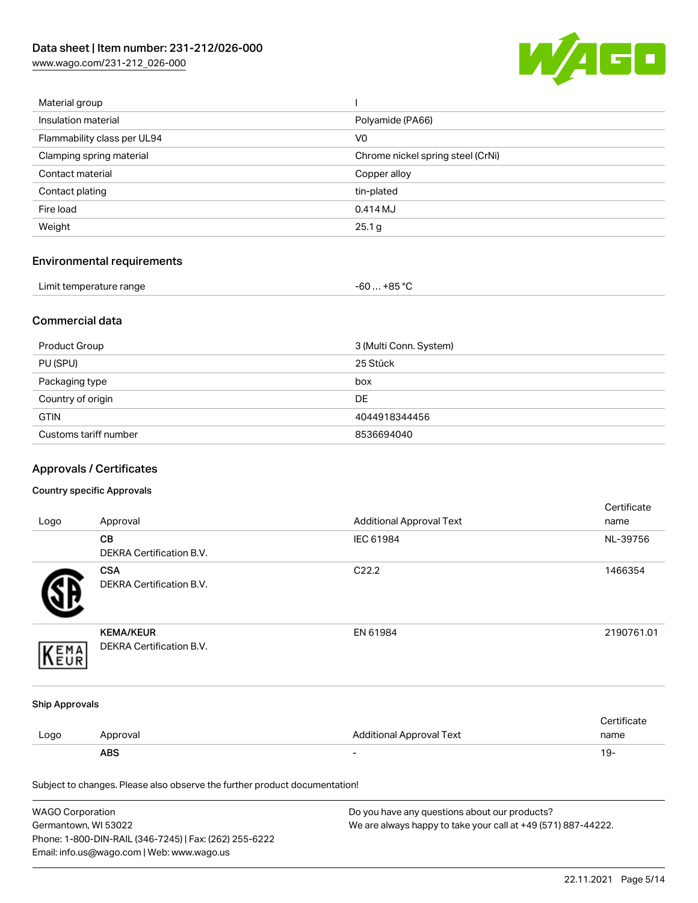| | |
|---|---|
| Material group | I |
| Insulation material | Polyamide (PA66) |
| Flammability class per UL94 | V0 |
| Clamping spring material | Chrome nickel spring steel (CrNi) |
| Contact material | Copper alloy |
| Contact plating | tin-plated |
| Fire load | 0.414 MJ |
| Weight | 25.1 g |

## Environmental requirements

| | |
|---|---|
| Limit temperature range | -60 … +85 °C |

## Commercial data

| | |
|---|---|
| Product Group | 3 (Multi Conn. System) |
| PU (SPU) | 25 Stück |
| Packaging type | box |
| Country of origin | DE |
| GTIN | 4044918344456 |
| Customs tariff number | 8536694040 |

## Approvals / Certificates

### Country specific Approvals

| Logo | Approval | Additional Approval Text | Certificate name |
|---|---|---|---|
| | **CB** DEKRA Certification B.V. | IEC 61984 | NL-39756 |
| | **CSA** DEKRA Certification B.V. | C22.2 | 1466354 |
| | **KEMA/KEUR** DEKRA Certification B.V. | EN 61984 | 2190761.01 |

### Ship Approvals

| Logo | Approval | Additional Approval Text | Certificate name |
|---|---|---|---|
| | **ABS** | - | 19- |

Subject to changes. Please also observe the further product documentation!

WAGO Corporation
Germantown, WI 53022
Phone: 1-800-DIN-RAIL (346-7245) | Fax: (262) 255-6222
Email: info.us@wago.com | Web: www.wago.us

Do you have any questions about our products?
We are always happy to take your call at +49 (571) 887-44222.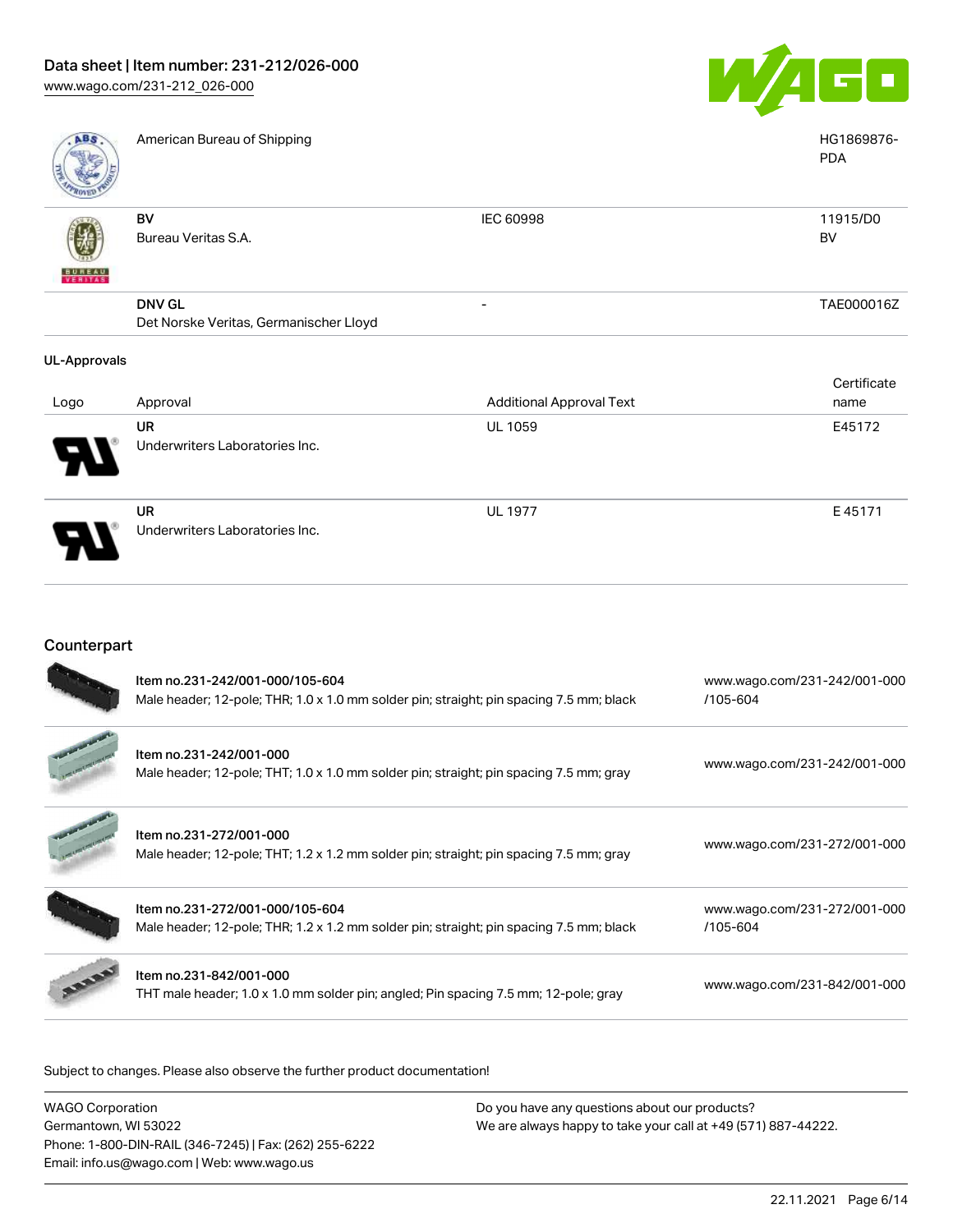| | | | |
|---|---|---|---|
| | American Bureau of Shipping | | HG1869876-PDA |
| | **BV** Bureau Veritas S.A. | IEC 60998 | 11915/D0 BV |
| | **DNV GL** Det Norske Veritas, Germanischer Lloyd | - | TAE000016Z |

## UL-Approvals

| Logo | Approval | Additional Approval Text | Certificate name |
|---|---|---|---|
| | **UR** Underwriters Laboratories Inc. | UL 1059 | E45172 |
| | **UR** Underwriters Laboratories Inc. | UL 1977 | E 45171 |

## Counterpart

| | | |
|---|---|---|
| | Item no.231-242/001-000/105-604<br>Male header; 12-pole; THR; 1.0 x 1.0 mm solder pin; straight; pin spacing 7.5 mm; black | www.wago.com/231-242/001-000/105-604 |
| | Item no.231-242/001-000<br>Male header; 12-pole; THT; 1.0 x 1.0 mm solder pin; straight; pin spacing 7.5 mm; gray | www.wago.com/231-242/001-000 |
| | Item no.231-272/001-000<br>Male header; 12-pole; THT; 1.2 x 1.2 mm solder pin; straight; pin spacing 7.5 mm; gray | www.wago.com/231-272/001-000 |
| | Item no.231-272/001-000/105-604<br>Male header; 12-pole; THR; 1.2 x 1.2 mm solder pin; straight; pin spacing 7.5 mm; black | www.wago.com/231-272/001-000/105-604 |
| | Item no.231-842/001-000<br>THT male header; 1.0 x 1.0 mm solder pin; angled; Pin spacing 7.5 mm; 12-pole; gray | www.wago.com/231-842/001-000 |

Subject to changes. Please also observe the further product documentation!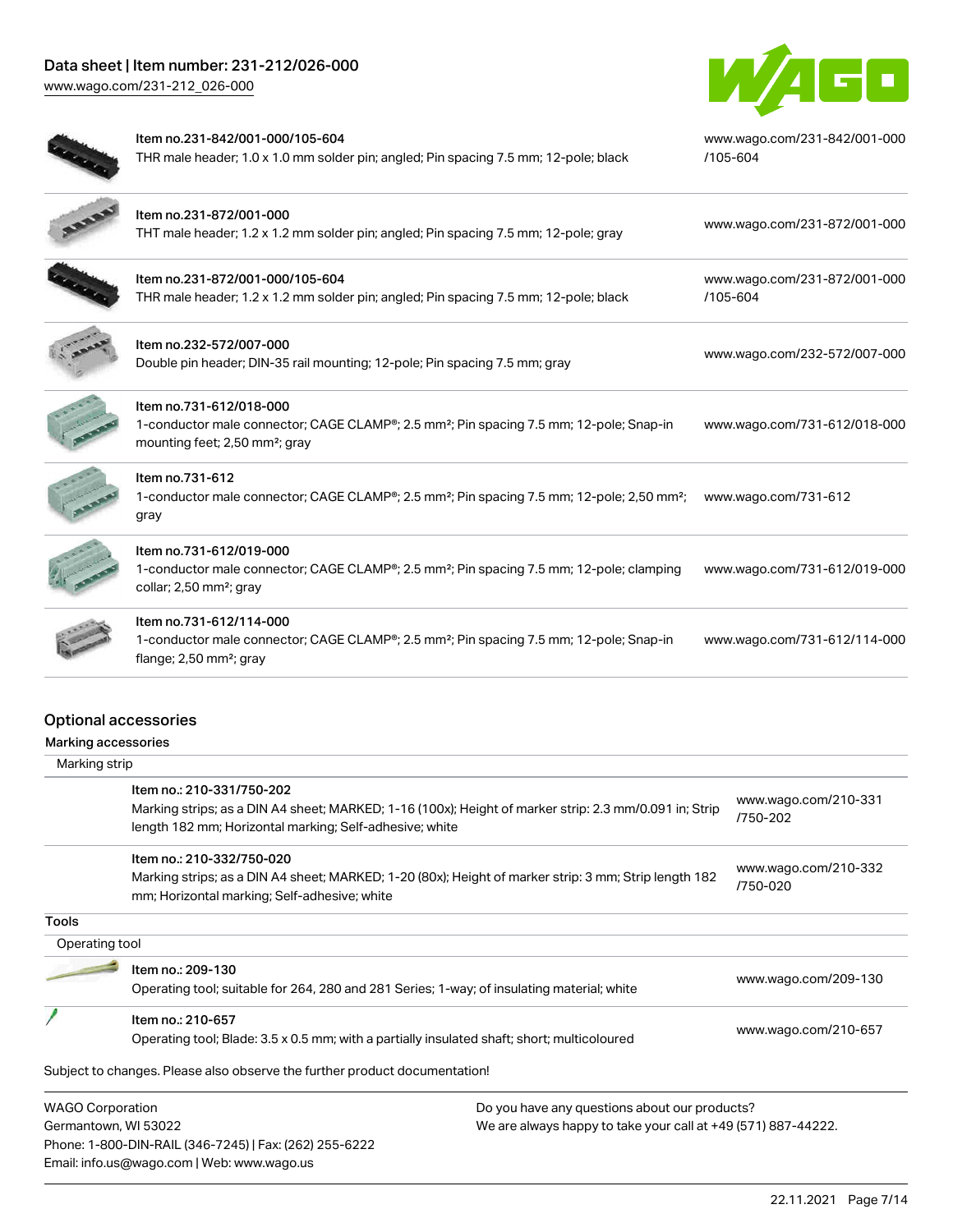| Item | Description | Link |
|---|---|---|
| Item no.231-842/001-000/105-604 | THR male header; 1.0 x 1.0 mm solder pin; angled; Pin spacing 7.5 mm; 12-pole; black | www.wago.com/231-842/001-000/105-604 |
| Item no.231-872/001-000 | THT male header; 1.2 x 1.2 mm solder pin; angled; Pin spacing 7.5 mm; 12-pole; gray | www.wago.com/231-872/001-000 |
| Item no.231-872/001-000/105-604 | THR male header; 1.2 x 1.2 mm solder pin; angled; Pin spacing 7.5 mm; 12-pole; black | www.wago.com/231-872/001-000/105-604 |
| Item no.232-572/007-000 | Double pin header; DIN-35 rail mounting; 12-pole; Pin spacing 7.5 mm; gray | www.wago.com/232-572/007-000 |
| Item no.731-612/018-000 | 1-conductor male connector; CAGE CLAMP®; 2.5 mm²; Pin spacing 7.5 mm; 12-pole; Snap-in mounting feet; 2,50 mm²; gray | www.wago.com/731-612/018-000 |
| Item no.731-612 | 1-conductor male connector; CAGE CLAMP®; 2.5 mm²; Pin spacing 7.5 mm; 12-pole; 2,50 mm²; gray | www.wago.com/731-612 |
| Item no.731-612/019-000 | 1-conductor male connector; CAGE CLAMP®; 2.5 mm²; Pin spacing 7.5 mm; 12-pole; clamping collar; 2,50 mm²; gray | www.wago.com/731-612/019-000 |
| Item no.731-612/114-000 | 1-conductor male connector; CAGE CLAMP®; 2.5 mm²; Pin spacing 7.5 mm; 12-pole; Snap-in flange; 2,50 mm²; gray | www.wago.com/731-612/114-000 |

## Optional accessories

### Marking accessories

#### Marking strip

| Item | Description | Link |
|---|---|---|
| Item no.: 210-331/750-202 | Marking strips; as a DIN A4 sheet; MARKED; 1-16 (100x); Height of marker strip: 2.3 mm/0.091 in; Strip length 182 mm; Horizontal marking; Self-adhesive; white | www.wago.com/210-331/750-202 |
| Item no.: 210-332/750-020 | Marking strips; as a DIN A4 sheet; MARKED; 1-20 (80x); Height of marker strip: 3 mm; Strip length 182 mm; Horizontal marking; Self-adhesive; white | www.wago.com/210-332/750-020 |

### Tools

#### Operating tool

| Item | Description | Link |
|---|---|---|
| Item no.: 209-130 | Operating tool; suitable for 264, 280 and 281 Series; 1-way; of insulating material; white | www.wago.com/209-130 |
| Item no.: 210-657 | Operating tool; Blade: 3.5 x 0.5 mm; with a partially insulated shaft; short; multicoloured | www.wago.com/210-657 |

Subject to changes. Please also observe the further product documentation!

WAGO Corporation
Germantown, WI 53022
Phone: 1-800-DIN-RAIL (346-7245) | Fax: (262) 255-6222
Email: info.us@wago.com | Web: www.wago.us

Do you have any questions about our products?
We are always happy to take your call at +49 (571) 887-44222.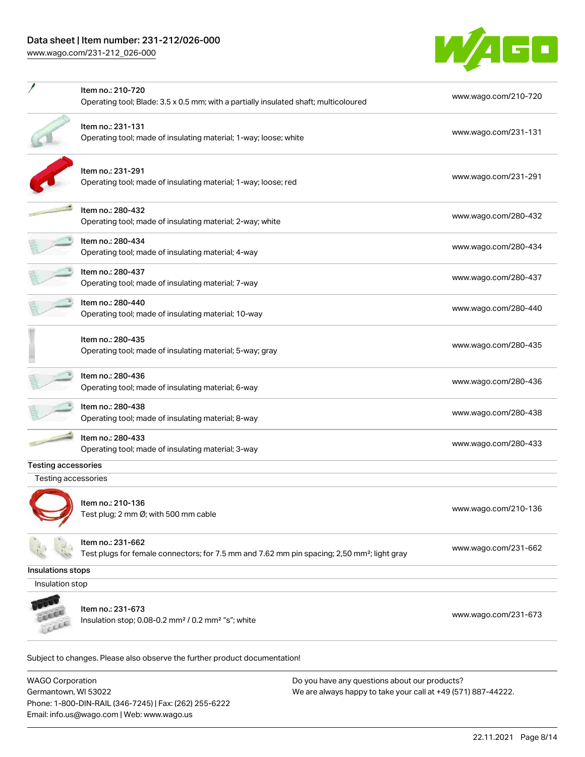| | | |
|---|---|---|
| | Item no.: 210-720<br>Operating tool; Blade: 3.5 x 0.5 mm; with a partially insulated shaft; multicoloured | www.wago.com/210-720 |
| | Item no.: 231-131<br>Operating tool; made of insulating material; 1-way; loose; white | www.wago.com/231-131 |
| | Item no.: 231-291<br>Operating tool; made of insulating material; 1-way; loose; red | www.wago.com/231-291 |
| | Item no.: 280-432<br>Operating tool; made of insulating material; 2-way; white | www.wago.com/280-432 |
| | Item no.: 280-434<br>Operating tool; made of insulating material; 4-way | www.wago.com/280-434 |
| | Item no.: 280-437<br>Operating tool; made of insulating material; 7-way | www.wago.com/280-437 |
| | Item no.: 280-440<br>Operating tool; made of insulating material; 10-way | www.wago.com/280-440 |
| | Item no.: 280-435<br>Operating tool; made of insulating material; 5-way; gray | www.wago.com/280-435 |
| | Item no.: 280-436<br>Operating tool; made of insulating material; 6-way | www.wago.com/280-436 |
| | Item no.: 280-438<br>Operating tool; made of insulating material; 8-way | www.wago.com/280-438 |
| | Item no.: 280-433<br>Operating tool; made of insulating material; 3-way | www.wago.com/280-433 |

**Testing accessories**

Testing accessories

| | | |
|---|---|---|
| | Item no.: 210-136<br>Test plug; 2 mm Ø; with 500 mm cable | www.wago.com/210-136 |
| | Item no.: 231-662<br>Test plugs for female connectors; for 7.5 mm and 7.62 mm pin spacing; 2,50 mm²; light gray | www.wago.com/231-662 |

**Insulations stops**

Insulation stop

| | | |
|---|---|---|
| | Item no.: 231-673<br>Insulation stop; 0.08-0.2 mm² / 0.2 mm² "s"; white | www.wago.com/231-673 |

Subject to changes. Please also observe the further product documentation!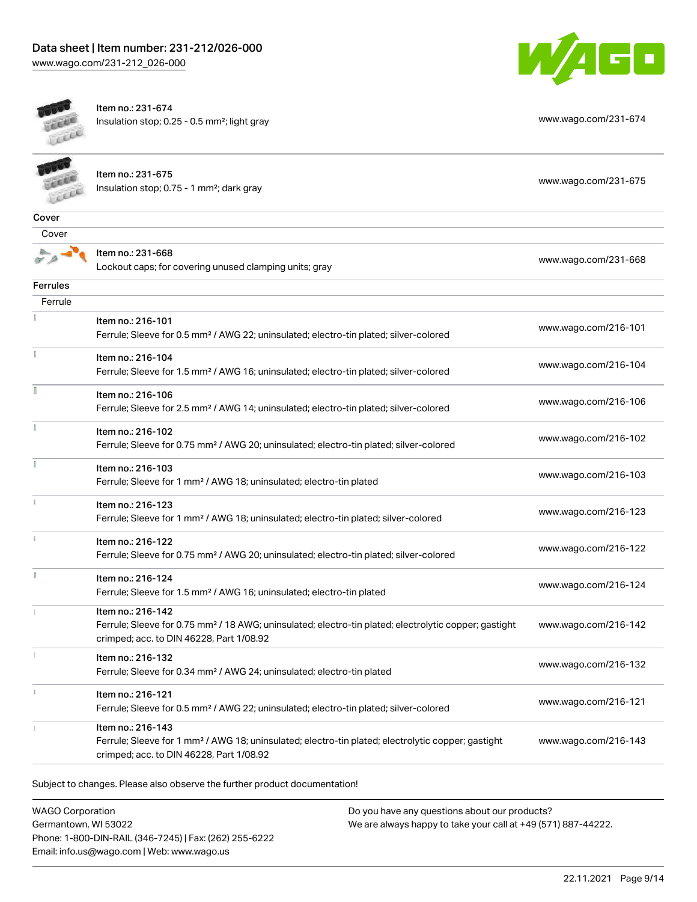| | | |
|---|---|---|
| | Item no.: 231-674<br>Insulation stop; 0.25 - 0.5 mm²; light gray | www.wago.com/231-674 |
| | Item no.: 231-675<br>Insulation stop; 0.75 - 1 mm²; dark gray | www.wago.com/231-675 |

## Cover

Cover

| | | |
|---|---|---|
| | Item no.: 231-668<br>Lockout caps; for covering unused clamping units; gray | www.wago.com/231-668 |

## Ferrules

Ferrule

| | | |
|---|---|---|
| | Item no.: 216-101<br>Ferrule; Sleeve for 0.5 mm² / AWG 22; uninsulated; electro-tin plated; silver-colored | www.wago.com/216-101 |
| | Item no.: 216-104<br>Ferrule; Sleeve for 1.5 mm² / AWG 16; uninsulated; electro-tin plated; silver-colored | www.wago.com/216-104 |
| | Item no.: 216-106<br>Ferrule; Sleeve for 2.5 mm² / AWG 14; uninsulated; electro-tin plated; silver-colored | www.wago.com/216-106 |
| | Item no.: 216-102<br>Ferrule; Sleeve for 0.75 mm² / AWG 20; uninsulated; electro-tin plated; silver-colored | www.wago.com/216-102 |
| | Item no.: 216-103<br>Ferrule; Sleeve for 1 mm² / AWG 18; uninsulated; electro-tin plated | www.wago.com/216-103 |
| | Item no.: 216-123<br>Ferrule; Sleeve for 1 mm² / AWG 18; uninsulated; electro-tin plated; silver-colored | www.wago.com/216-123 |
| | Item no.: 216-122<br>Ferrule; Sleeve for 0.75 mm² / AWG 20; uninsulated; electro-tin plated; silver-colored | www.wago.com/216-122 |
| | Item no.: 216-124<br>Ferrule; Sleeve for 1.5 mm² / AWG 16; uninsulated; electro-tin plated | www.wago.com/216-124 |
| | Item no.: 216-142<br>Ferrule; Sleeve for 0.75 mm² / 18 AWG; uninsulated; electro-tin plated; electrolytic copper; gastight crimped; acc. to DIN 46228, Part 1/08.92 | www.wago.com/216-142 |
| | Item no.: 216-132<br>Ferrule; Sleeve for 0.34 mm² / AWG 24; uninsulated; electro-tin plated | www.wago.com/216-132 |
| | Item no.: 216-121<br>Ferrule; Sleeve for 0.5 mm² / AWG 22; uninsulated; electro-tin plated; silver-colored | www.wago.com/216-121 |
| | Item no.: 216-143<br>Ferrule; Sleeve for 1 mm² / AWG 18; uninsulated; electro-tin plated; electrolytic copper; gastight crimped; acc. to DIN 46228, Part 1/08.92 | www.wago.com/216-143 |

Subject to changes. Please also observe the further product documentation!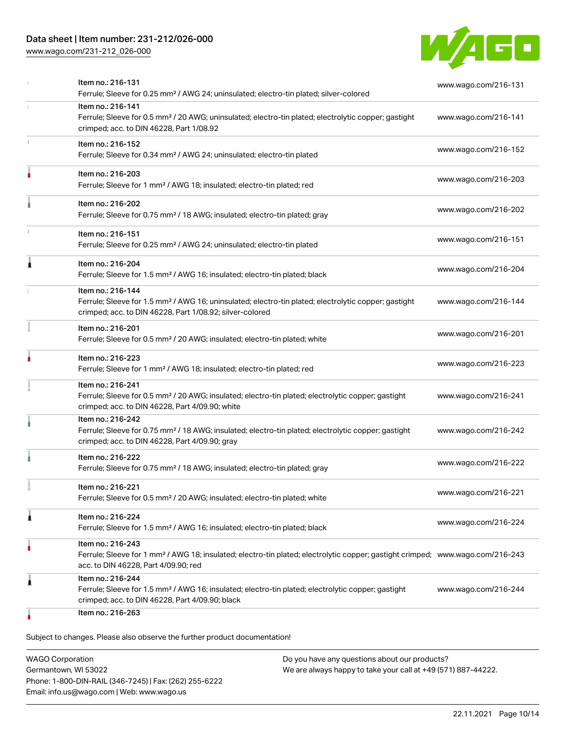| | | |
|---|---|---|
| | Item no.: 216-131<br>Ferrule; Sleeve for 0.25 mm² / AWG 24; uninsulated; electro-tin plated; silver-colored | www.wago.com/216-131 |
| | Item no.: 216-141<br>Ferrule; Sleeve for 0.5 mm² / 20 AWG; uninsulated; electro-tin plated; electrolytic copper; gastight crimped; acc. to DIN 46228, Part 1/08.92 | www.wago.com/216-141 |
| | Item no.: 216-152<br>Ferrule; Sleeve for 0.34 mm² / AWG 24; uninsulated; electro-tin plated | www.wago.com/216-152 |
| | Item no.: 216-203<br>Ferrule; Sleeve for 1 mm² / AWG 18; insulated; electro-tin plated; red | www.wago.com/216-203 |
| | Item no.: 216-202<br>Ferrule; Sleeve for 0.75 mm² / 18 AWG; insulated; electro-tin plated; gray | www.wago.com/216-202 |
| | Item no.: 216-151<br>Ferrule; Sleeve for 0.25 mm² / AWG 24; uninsulated; electro-tin plated | www.wago.com/216-151 |
| | Item no.: 216-204<br>Ferrule; Sleeve for 1.5 mm² / AWG 16; insulated; electro-tin plated; black | www.wago.com/216-204 |
| | Item no.: 216-144<br>Ferrule; Sleeve for 1.5 mm² / AWG 16; uninsulated; electro-tin plated; electrolytic copper; gastight crimped; acc. to DIN 46228, Part 1/08.92; silver-colored | www.wago.com/216-144 |
| | Item no.: 216-201<br>Ferrule; Sleeve for 0.5 mm² / 20 AWG; insulated; electro-tin plated; white | www.wago.com/216-201 |
| | Item no.: 216-223<br>Ferrule; Sleeve for 1 mm² / AWG 18; insulated; electro-tin plated; red | www.wago.com/216-223 |
| | Item no.: 216-241<br>Ferrule; Sleeve for 0.5 mm² / 20 AWG; insulated; electro-tin plated; electrolytic copper; gastight crimped; acc. to DIN 46228, Part 4/09.90; white | www.wago.com/216-241 |
| | Item no.: 216-242<br>Ferrule; Sleeve for 0.75 mm² / 18 AWG; insulated; electro-tin plated; electrolytic copper; gastight crimped; acc. to DIN 46228, Part 4/09.90; gray | www.wago.com/216-242 |
| | Item no.: 216-222<br>Ferrule; Sleeve for 0.75 mm² / 18 AWG; insulated; electro-tin plated; gray | www.wago.com/216-222 |
| | Item no.: 216-221<br>Ferrule; Sleeve for 0.5 mm² / 20 AWG; insulated; electro-tin plated; white | www.wago.com/216-221 |
| | Item no.: 216-224<br>Ferrule; Sleeve for 1.5 mm² / AWG 16; insulated; electro-tin plated; black | www.wago.com/216-224 |
| | Item no.: 216-243<br>Ferrule; Sleeve for 1 mm² / AWG 18; insulated; electro-tin plated; electrolytic copper; gastight crimped; acc. to DIN 46228, Part 4/09.90; red | www.wago.com/216-243 |
| | Item no.: 216-244<br>Ferrule; Sleeve for 1.5 mm² / AWG 16; insulated; electro-tin plated; electrolytic copper; gastight crimped; acc. to DIN 46228, Part 4/09.90; black | www.wago.com/216-244 |
| | Item no.: 216-263 | |

Subject to changes. Please also observe the further product documentation!

WAGO Corporation
Germantown, WI 53022
Phone: 1-800-DIN-RAIL (346-7245) | Fax: (262) 255-6222
Email: info.us@wago.com | Web: www.wago.us

Do you have any questions about our products?
We are always happy to take your call at +49 (571) 887-44222.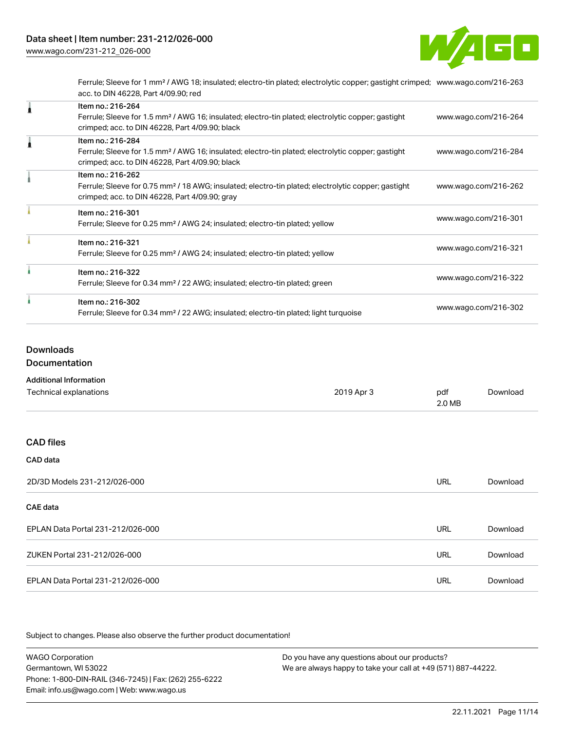| | | |
|---|---|---|
| | Ferrule; Sleeve for 1 mm² / AWG 18; insulated; electro-tin plated; electrolytic copper; gastight crimped; acc. to DIN 46228, Part 4/09.90; red | www.wago.com/216-263 |
| | Item no.: 216-264<br>Ferrule; Sleeve for 1.5 mm² / AWG 16; insulated; electro-tin plated; electrolytic copper; gastight crimped; acc. to DIN 46228, Part 4/09.90; black | www.wago.com/216-264 |
| | Item no.: 216-284<br>Ferrule; Sleeve for 1.5 mm² / AWG 16; insulated; electro-tin plated; electrolytic copper; gastight crimped; acc. to DIN 46228, Part 4/09.90; black | www.wago.com/216-284 |
| | Item no.: 216-262<br>Ferrule; Sleeve for 0.75 mm² / 18 AWG; insulated; electro-tin plated; electrolytic copper; gastight crimped; acc. to DIN 46228, Part 4/09.90; gray | www.wago.com/216-262 |
| | Item no.: 216-301<br>Ferrule; Sleeve for 0.25 mm² / AWG 24; insulated; electro-tin plated; yellow | www.wago.com/216-301 |
| | Item no.: 216-321<br>Ferrule; Sleeve for 0.25 mm² / AWG 24; insulated; electro-tin plated; yellow | www.wago.com/216-321 |
| | Item no.: 216-322<br>Ferrule; Sleeve for 0.34 mm² / 22 AWG; insulated; electro-tin plated; green | www.wago.com/216-322 |
| | Item no.: 216-302<br>Ferrule; Sleeve for 0.34 mm² / 22 AWG; insulated; electro-tin plated; light turquoise | www.wago.com/216-302 |

## Downloads

### Documentation

**Additional Information**

| | | | |
|---|---|---|---|
| Technical explanations | 2019 Apr 3 | pdf<br>2.0 MB | Download |

### CAD files

**CAD data**

| | | |
|---|---|---|
| 2D/3D Models 231-212/026-000 | URL | Download |

**CAE data**

| | | |
|---|---|---|
| EPLAN Data Portal 231-212/026-000 | URL | Download |
| ZUKEN Portal 231-212/026-000 | URL | Download |
| EPLAN Data Portal 231-212/026-000 | URL | Download |

Subject to changes. Please also observe the further product documentation!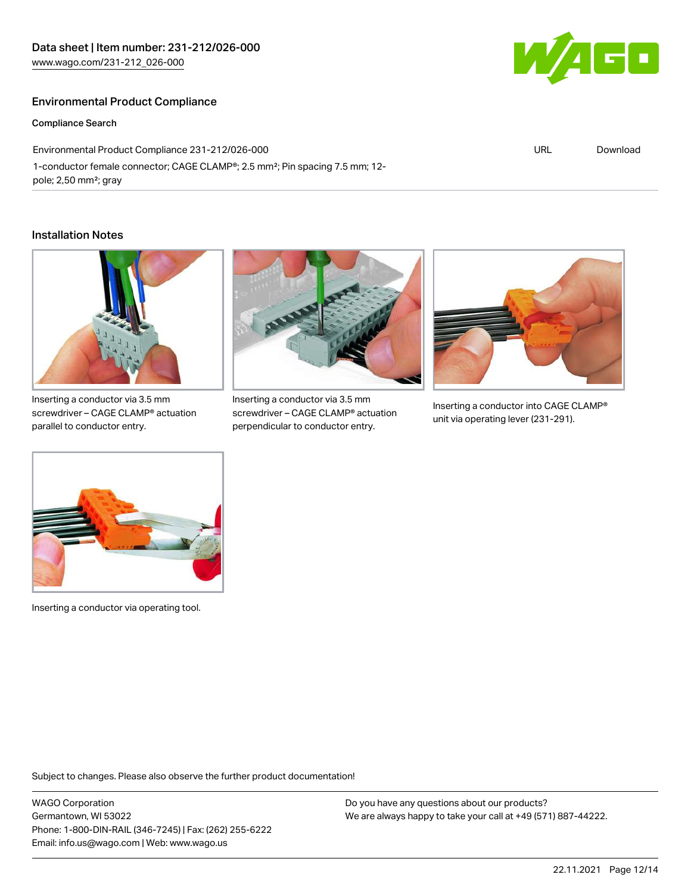## Environmental Product Compliance

### Compliance Search

| Environmental Product Compliance 231-212/026-000 | URL | Download |
| --- | --- | --- |
| 1-conductor female connector; CAGE CLAMP®; 2.5 mm²; Pin spacing 7.5 mm; 12-pole; 2,50 mm²; gray | | |

## Installation Notes

Inserting a conductor via 3.5 mm screwdriver – CAGE CLAMP® actuation parallel to conductor entry.

Inserting a conductor via 3.5 mm screwdriver – CAGE CLAMP® actuation perpendicular to conductor entry.

Inserting a conductor into CAGE CLAMP® unit via operating lever (231-291).

Inserting a conductor via operating tool.

Subject to changes. Please also observe the further product documentation!

WAGO Corporation
Germantown, WI 53022
Phone: 1-800-DIN-RAIL (346-7245) | Fax: (262) 255-6222
Email: info.us@wago.com | Web: www.wago.us

Do you have any questions about our products?
We are always happy to take your call at +49 (571) 887-44222.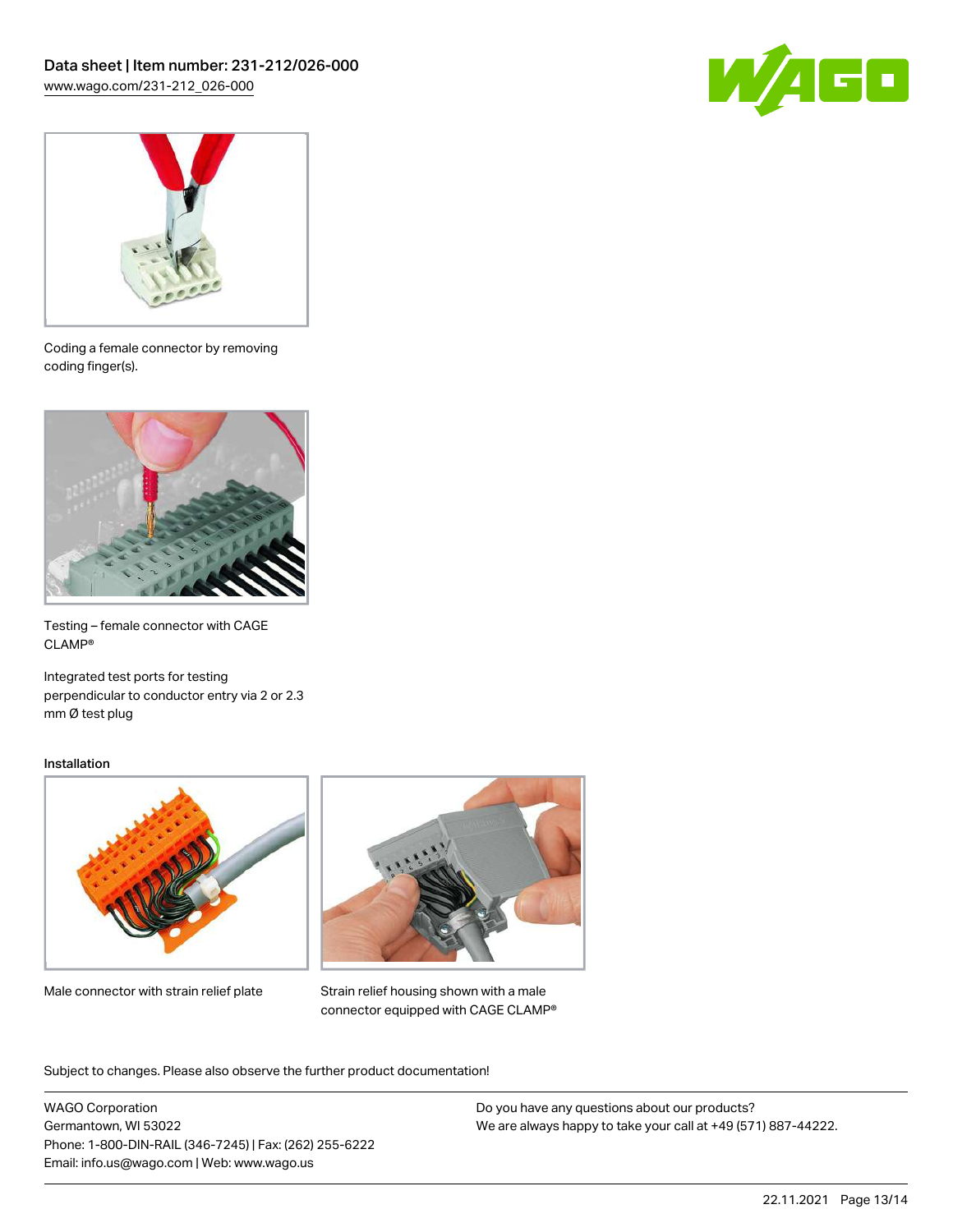Coding a female connector by removing coding finger(s).

Testing – female connector with CAGE CLAMP®

Integrated test ports for testing perpendicular to conductor entry via 2 or 2.3 mm Ø test plug

### Installation

Male connector with strain relief plate

Strain relief housing shown with a male connector equipped with CAGE CLAMP®

Subject to changes. Please also observe the further product documentation!

WAGO Corporation
Germantown, WI 53022
Phone: 1-800-DIN-RAIL (346-7245) | Fax: (262) 255-6222
Email: info.us@wago.com | Web: www.wago.us

Do you have any questions about our products?
We are always happy to take your call at +49 (571) 887-44222.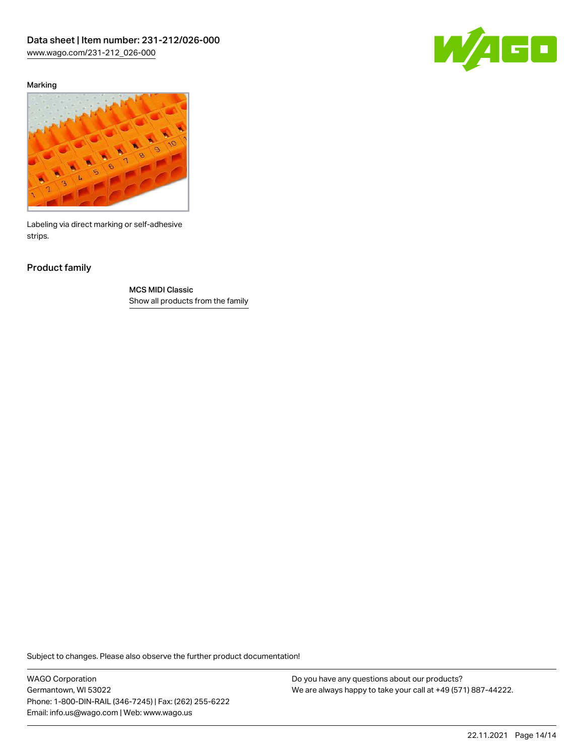Marking

Labeling via direct marking or self-adhesive strips.

## Product family

MCS MIDI Classic
Show all products from the family

Subject to changes. Please also observe the further product documentation!

WAGO Corporation
Germantown, WI 53022
Phone: 1-800-DIN-RAIL (346-7245) | Fax: (262) 255-6222
Email: info.us@wago.com | Web: www.wago.us

Do you have any questions about our products?
We are always happy to take your call at +49 (571) 887-44222.